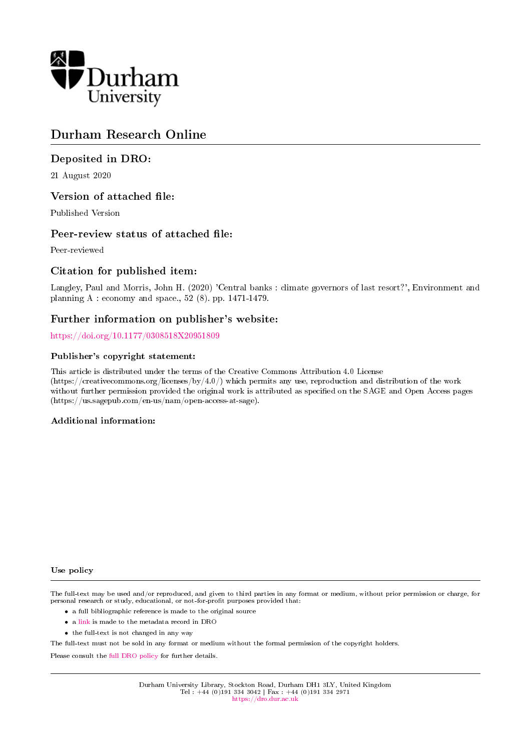# Durham Research Online

## Deposited in DRO:

21 August 2020

## Version of attached file:

Published Version

## Peer-review status of attached file:

Peer-reviewed

## Citation for published item:

Langley, Paul and Morris, John H. (2020) 'Central banks : climate governors of last resort?', Environment and planning A : economy and space., 52 (8). pp. 1471-1479.

## Further information on publisher's website:

https://doi.org/10.1177/0308518X20951809

### Publisher's copyright statement:

This article is distributed under the terms of the Creative Commons Attribution 4.0 License (https://creativecommons.org/licenses/by/4.0/) which permits any use, reproduction and distribution of the work without further permission provided the original work is attributed as specified on the SAGE and Open Access pages (https://us.sagepub.com/en-us/nam/open-access-at-sage).

### Additional information:

### Use policy

The full-text may be used and/or reproduced, and given to third parties in any format or medium, without prior permission or charge, for personal research or study, educational, or not-for-profit purposes provided that:

- a full bibliographic reference is made to the original source
- a link is made to the metadata record in DRO
- the full-text is not changed in any way

The full-text must not be sold in any format or medium without the formal permission of the copyright holders.

Please consult the full DRO policy for further details.

Durham University Library, Stockton Road, Durham DH1 3LY, United Kingdom
Tel : +44 (0)191 334 3042 | Fax : +44 (0)191 334 2971
https://dro.dur.ac.uk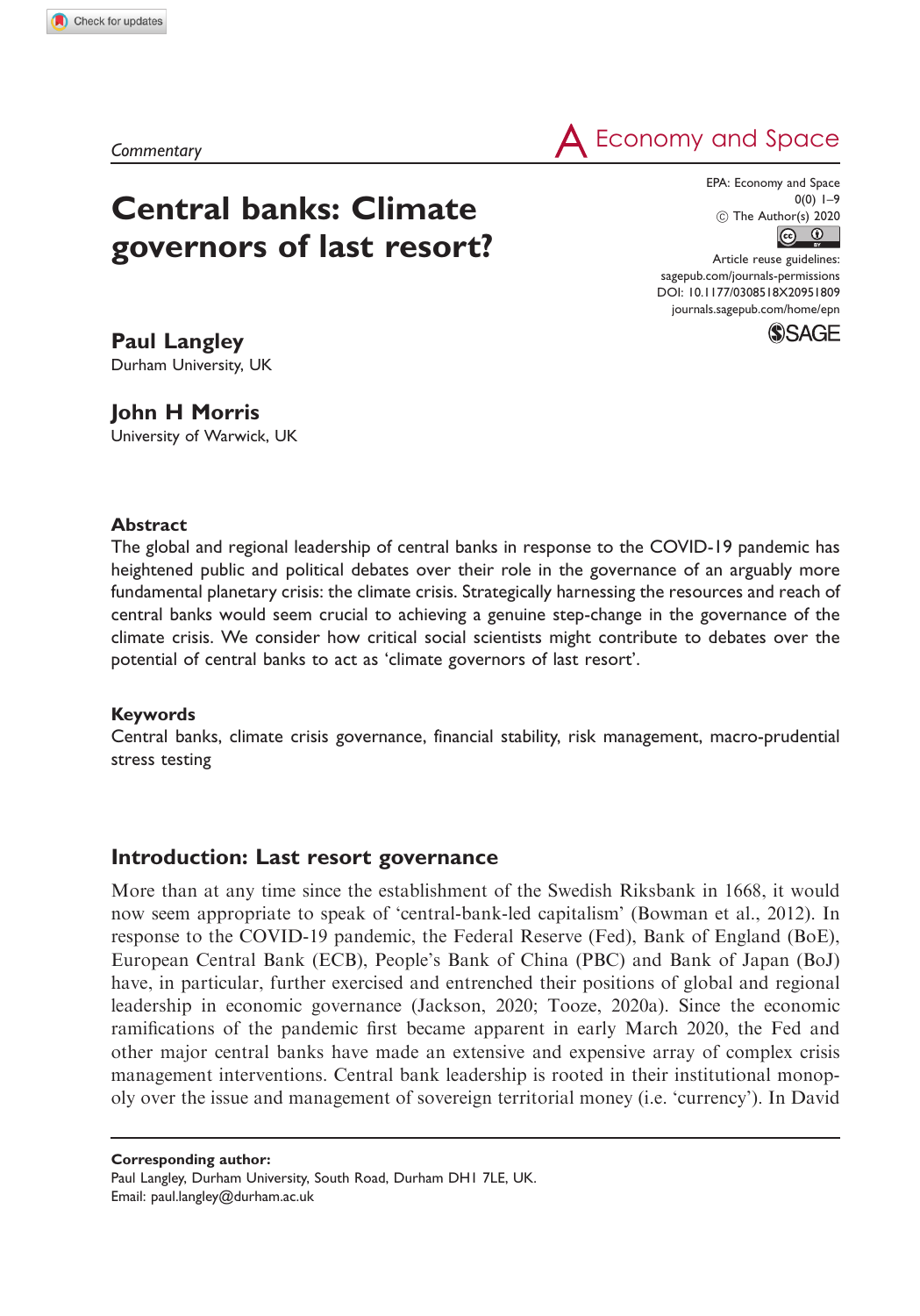Commentary

# Central banks: Climate governors of last resort?

**Paul Langley**
Durham University, UK

**John H Morris**
University of Warwick, UK

EPA: Economy and Space
0(0) 1–9
© The Author(s) 2020
Article reuse guidelines:
sagepub.com/journals-permissions
DOI: 10.1177/0308518X20951809
journals.sagepub.com/home/epn

## Abstract

The global and regional leadership of central banks in response to the COVID-19 pandemic has heightened public and political debates over their role in the governance of an arguably more fundamental planetary crisis: the climate crisis. Strategically harnessing the resources and reach of central banks would seem crucial to achieving a genuine step-change in the governance of the climate crisis. We consider how critical social scientists might contribute to debates over the potential of central banks to act as 'climate governors of last resort'.

## Keywords

Central banks, climate crisis governance, financial stability, risk management, macro-prudential stress testing

## Introduction: Last resort governance

More than at any time since the establishment of the Swedish Riksbank in 1668, it would now seem appropriate to speak of 'central-bank-led capitalism' (Bowman et al., 2012). In response to the COVID-19 pandemic, the Federal Reserve (Fed), Bank of England (BoE), European Central Bank (ECB), People's Bank of China (PBC) and Bank of Japan (BoJ) have, in particular, further exercised and entrenched their positions of global and regional leadership in economic governance (Jackson, 2020; Tooze, 2020a). Since the economic ramifications of the pandemic first became apparent in early March 2020, the Fed and other major central banks have made an extensive and expensive array of complex crisis management interventions. Central bank leadership is rooted in their institutional monopoly over the issue and management of sovereign territorial money (i.e. 'currency'). In David

**Corresponding author:**
Paul Langley, Durham University, South Road, Durham DH1 7LE, UK.
Email: paul.langley@durham.ac.uk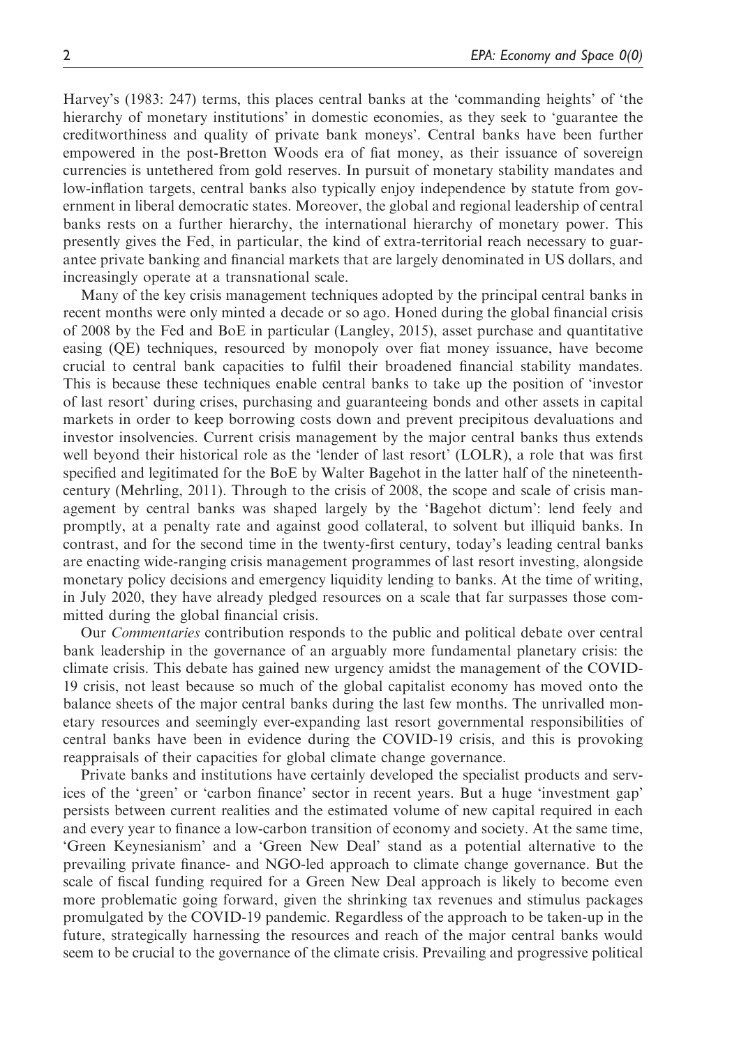Harvey's (1983: 247) terms, this places central banks at the 'commanding heights' of 'the hierarchy of monetary institutions' in domestic economies, as they seek to 'guarantee the creditworthiness and quality of private bank moneys'. Central banks have been further empowered in the post-Bretton Woods era of fiat money, as their issuance of sovereign currencies is untethered from gold reserves. In pursuit of monetary stability mandates and low-inflation targets, central banks also typically enjoy independence by statute from government in liberal democratic states. Moreover, the global and regional leadership of central banks rests on a further hierarchy, the international hierarchy of monetary power. This presently gives the Fed, in particular, the kind of extra-territorial reach necessary to guarantee private banking and financial markets that are largely denominated in US dollars, and increasingly operate at a transnational scale.

Many of the key crisis management techniques adopted by the principal central banks in recent months were only minted a decade or so ago. Honed during the global financial crisis of 2008 by the Fed and BoE in particular (Langley, 2015), asset purchase and quantitative easing (QE) techniques, resourced by monopoly over fiat money issuance, have become crucial to central bank capacities to fulfil their broadened financial stability mandates. This is because these techniques enable central banks to take up the position of 'investor of last resort' during crises, purchasing and guaranteeing bonds and other assets in capital markets in order to keep borrowing costs down and prevent precipitous devaluations and investor insolvencies. Current crisis management by the major central banks thus extends well beyond their historical role as the 'lender of last resort' (LOLR), a role that was first specified and legitimated for the BoE by Walter Bagehot in the latter half of the nineteenth-century (Mehrling, 2011). Through to the crisis of 2008, the scope and scale of crisis management by central banks was shaped largely by the 'Bagehot dictum': lend feely and promptly, at a penalty rate and against good collateral, to solvent but illiquid banks. In contrast, and for the second time in the twenty-first century, today's leading central banks are enacting wide-ranging crisis management programmes of last resort investing, alongside monetary policy decisions and emergency liquidity lending to banks. At the time of writing, in July 2020, they have already pledged resources on a scale that far surpasses those committed during the global financial crisis.

Our *Commentaries* contribution responds to the public and political debate over central bank leadership in the governance of an arguably more fundamental planetary crisis: the climate crisis. This debate has gained new urgency amidst the management of the COVID-19 crisis, not least because so much of the global capitalist economy has moved onto the balance sheets of the major central banks during the last few months. The unrivalled monetary resources and seemingly ever-expanding last resort governmental responsibilities of central banks have been in evidence during the COVID-19 crisis, and this is provoking reappraisals of their capacities for global climate change governance.

Private banks and institutions have certainly developed the specialist products and services of the 'green' or 'carbon finance' sector in recent years. But a huge 'investment gap' persists between current realities and the estimated volume of new capital required in each and every year to finance a low-carbon transition of economy and society. At the same time, 'Green Keynesianism' and a 'Green New Deal' stand as a potential alternative to the prevailing private finance- and NGO-led approach to climate change governance. But the scale of fiscal funding required for a Green New Deal approach is likely to become even more problematic going forward, given the shrinking tax revenues and stimulus packages promulgated by the COVID-19 pandemic. Regardless of the approach to be taken-up in the future, strategically harnessing the resources and reach of the major central banks would seem to be crucial to the governance of the climate crisis. Prevailing and progressive political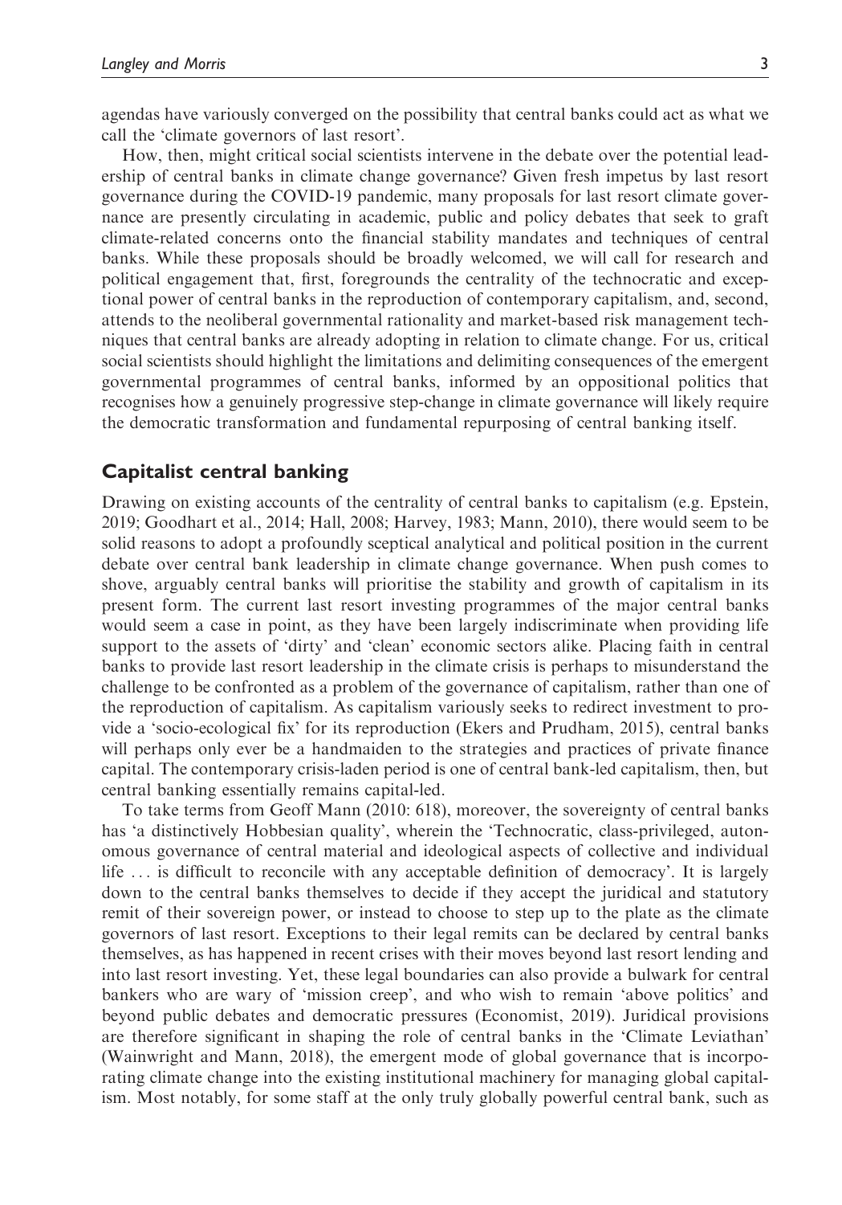agendas have variously converged on the possibility that central banks could act as what we call the 'climate governors of last resort'.

How, then, might critical social scientists intervene in the debate over the potential leadership of central banks in climate change governance? Given fresh impetus by last resort governance during the COVID-19 pandemic, many proposals for last resort climate governance are presently circulating in academic, public and policy debates that seek to graft climate-related concerns onto the financial stability mandates and techniques of central banks. While these proposals should be broadly welcomed, we will call for research and political engagement that, first, foregrounds the centrality of the technocratic and exceptional power of central banks in the reproduction of contemporary capitalism, and, second, attends to the neoliberal governmental rationality and market-based risk management techniques that central banks are already adopting in relation to climate change. For us, critical social scientists should highlight the limitations and delimiting consequences of the emergent governmental programmes of central banks, informed by an oppositional politics that recognises how a genuinely progressive step-change in climate governance will likely require the democratic transformation and fundamental repurposing of central banking itself.

## Capitalist central banking

Drawing on existing accounts of the centrality of central banks to capitalism (e.g. Epstein, 2019; Goodhart et al., 2014; Hall, 2008; Harvey, 1983; Mann, 2010), there would seem to be solid reasons to adopt a profoundly sceptical analytical and political position in the current debate over central bank leadership in climate change governance. When push comes to shove, arguably central banks will prioritise the stability and growth of capitalism in its present form. The current last resort investing programmes of the major central banks would seem a case in point, as they have been largely indiscriminate when providing life support to the assets of 'dirty' and 'clean' economic sectors alike. Placing faith in central banks to provide last resort leadership in the climate crisis is perhaps to misunderstand the challenge to be confronted as a problem of the governance of capitalism, rather than one of the reproduction of capitalism. As capitalism variously seeks to redirect investment to provide a 'socio-ecological fix' for its reproduction (Ekers and Prudham, 2015), central banks will perhaps only ever be a handmaiden to the strategies and practices of private finance capital. The contemporary crisis-laden period is one of central bank-led capitalism, then, but central banking essentially remains capital-led.

To take terms from Geoff Mann (2010: 618), moreover, the sovereignty of central banks has 'a distinctively Hobbesian quality', wherein the 'Technocratic, class-privileged, autonomous governance of central material and ideological aspects of collective and individual life ... is difficult to reconcile with any acceptable definition of democracy'. It is largely down to the central banks themselves to decide if they accept the juridical and statutory remit of their sovereign power, or instead to choose to step up to the plate as the climate governors of last resort. Exceptions to their legal remits can be declared by central banks themselves, as has happened in recent crises with their moves beyond last resort lending and into last resort investing. Yet, these legal boundaries can also provide a bulwark for central bankers who are wary of 'mission creep', and who wish to remain 'above politics' and beyond public debates and democratic pressures (Economist, 2019). Juridical provisions are therefore significant in shaping the role of central banks in the 'Climate Leviathan' (Wainwright and Mann, 2018), the emergent mode of global governance that is incorporating climate change into the existing institutional machinery for managing global capitalism. Most notably, for some staff at the only truly globally powerful central bank, such as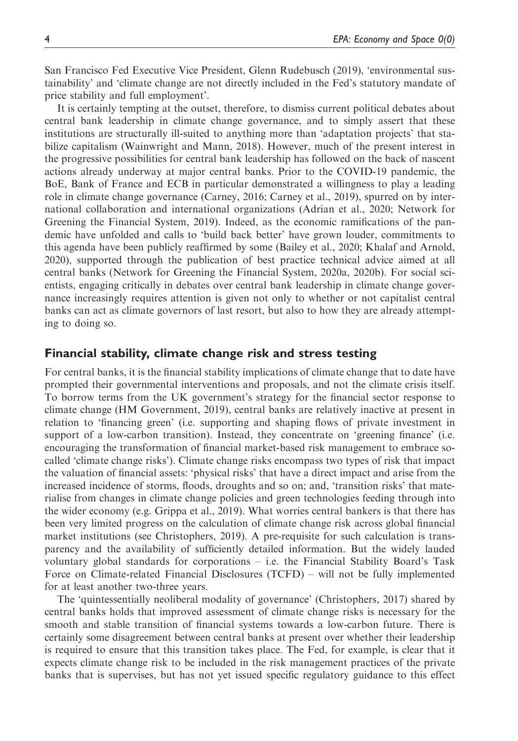San Francisco Fed Executive Vice President, Glenn Rudebusch (2019), 'environmental sustainability' and 'climate change are not directly included in the Fed's statutory mandate of price stability and full employment'.

It is certainly tempting at the outset, therefore, to dismiss current political debates about central bank leadership in climate change governance, and to simply assert that these institutions are structurally ill-suited to anything more than 'adaptation projects' that stabilize capitalism (Wainwright and Mann, 2018). However, much of the present interest in the progressive possibilities for central bank leadership has followed on the back of nascent actions already underway at major central banks. Prior to the COVID-19 pandemic, the BoE, Bank of France and ECB in particular demonstrated a willingness to play a leading role in climate change governance (Carney, 2016; Carney et al., 2019), spurred on by international collaboration and international organizations (Adrian et al., 2020; Network for Greening the Financial System, 2019). Indeed, as the economic ramifications of the pandemic have unfolded and calls to 'build back better' have grown louder, commitments to this agenda have been publicly reaffirmed by some (Bailey et al., 2020; Khalaf and Arnold, 2020), supported through the publication of best practice technical advice aimed at all central banks (Network for Greening the Financial System, 2020a, 2020b). For social scientists, engaging critically in debates over central bank leadership in climate change governance increasingly requires attention is given not only to whether or not capitalist central banks can act as climate governors of last resort, but also to how they are already attempting to doing so.

## Financial stability, climate change risk and stress testing

For central banks, it is the financial stability implications of climate change that to date have prompted their governmental interventions and proposals, and not the climate crisis itself. To borrow terms from the UK government's strategy for the financial sector response to climate change (HM Government, 2019), central banks are relatively inactive at present in relation to 'financing green' (i.e. supporting and shaping flows of private investment in support of a low-carbon transition). Instead, they concentrate on 'greening finance' (i.e. encouraging the transformation of financial market-based risk management to embrace so-called 'climate change risks'). Climate change risks encompass two types of risk that impact the valuation of financial assets: 'physical risks' that have a direct impact and arise from the increased incidence of storms, floods, droughts and so on; and, 'transition risks' that materialise from changes in climate change policies and green technologies feeding through into the wider economy (e.g. Grippa et al., 2019). What worries central bankers is that there has been very limited progress on the calculation of climate change risk across global financial market institutions (see Christophers, 2019). A pre-requisite for such calculation is transparency and the availability of sufficiently detailed information. But the widely lauded voluntary global standards for corporations – i.e. the Financial Stability Board's Task Force on Climate-related Financial Disclosures (TCFD) – will not be fully implemented for at least another two-three years.

The 'quintessentially neoliberal modality of governance' (Christophers, 2017) shared by central banks holds that improved assessment of climate change risks is necessary for the smooth and stable transition of financial systems towards a low-carbon future. There is certainly some disagreement between central banks at present over whether their leadership is required to ensure that this transition takes place. The Fed, for example, is clear that it expects climate change risk to be included in the risk management practices of the private banks that is supervises, but has not yet issued specific regulatory guidance to this effect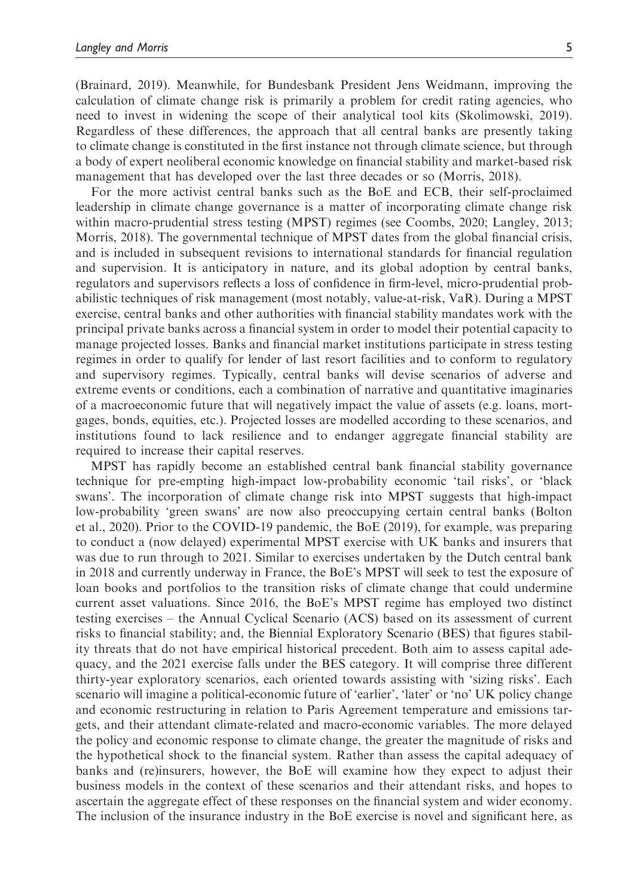(Brainard, 2019). Meanwhile, for Bundesbank President Jens Weidmann, improving the calculation of climate change risk is primarily a problem for credit rating agencies, who need to invest in widening the scope of their analytical tool kits (Skolimowski, 2019). Regardless of these differences, the approach that all central banks are presently taking to climate change is constituted in the first instance not through climate science, but through a body of expert neoliberal economic knowledge on financial stability and market-based risk management that has developed over the last three decades or so (Morris, 2018).

For the more activist central banks such as the BoE and ECB, their self-proclaimed leadership in climate change governance is a matter of incorporating climate change risk within macro-prudential stress testing (MPST) regimes (see Coombs, 2020; Langley, 2013; Morris, 2018). The governmental technique of MPST dates from the global financial crisis, and is included in subsequent revisions to international standards for financial regulation and supervision. It is anticipatory in nature, and its global adoption by central banks, regulators and supervisors reflects a loss of confidence in firm-level, micro-prudential probabilistic techniques of risk management (most notably, value-at-risk, VaR). During a MPST exercise, central banks and other authorities with financial stability mandates work with the principal private banks across a financial system in order to model their potential capacity to manage projected losses. Banks and financial market institutions participate in stress testing regimes in order to qualify for lender of last resort facilities and to conform to regulatory and supervisory regimes. Typically, central banks will devise scenarios of adverse and extreme events or conditions, each a combination of narrative and quantitative imaginaries of a macroeconomic future that will negatively impact the value of assets (e.g. loans, mortgages, bonds, equities, etc.). Projected losses are modelled according to these scenarios, and institutions found to lack resilience and to endanger aggregate financial stability are required to increase their capital reserves.

MPST has rapidly become an established central bank financial stability governance technique for pre-empting high-impact low-probability economic 'tail risks', or 'black swans'. The incorporation of climate change risk into MPST suggests that high-impact low-probability 'green swans' are now also preoccupying certain central banks (Bolton et al., 2020). Prior to the COVID-19 pandemic, the BoE (2019), for example, was preparing to conduct a (now delayed) experimental MPST exercise with UK banks and insurers that was due to run through to 2021. Similar to exercises undertaken by the Dutch central bank in 2018 and currently underway in France, the BoE's MPST will seek to test the exposure of loan books and portfolios to the transition risks of climate change that could undermine current asset valuations. Since 2016, the BoE's MPST regime has employed two distinct testing exercises – the Annual Cyclical Scenario (ACS) based on its assessment of current risks to financial stability; and, the Biennial Exploratory Scenario (BES) that figures stability threats that do not have empirical historical precedent. Both aim to assess capital adequacy, and the 2021 exercise falls under the BES category. It will comprise three different thirty-year exploratory scenarios, each oriented towards assisting with 'sizing risks'. Each scenario will imagine a political-economic future of 'earlier', 'later' or 'no' UK policy change and economic restructuring in relation to Paris Agreement temperature and emissions targets, and their attendant climate-related and macro-economic variables. The more delayed the policy and economic response to climate change, the greater the magnitude of risks and the hypothetical shock to the financial system. Rather than assess the capital adequacy of banks and (re)insurers, however, the BoE will examine how they expect to adjust their business models in the context of these scenarios and their attendant risks, and hopes to ascertain the aggregate effect of these responses on the financial system and wider economy. The inclusion of the insurance industry in the BoE exercise is novel and significant here, as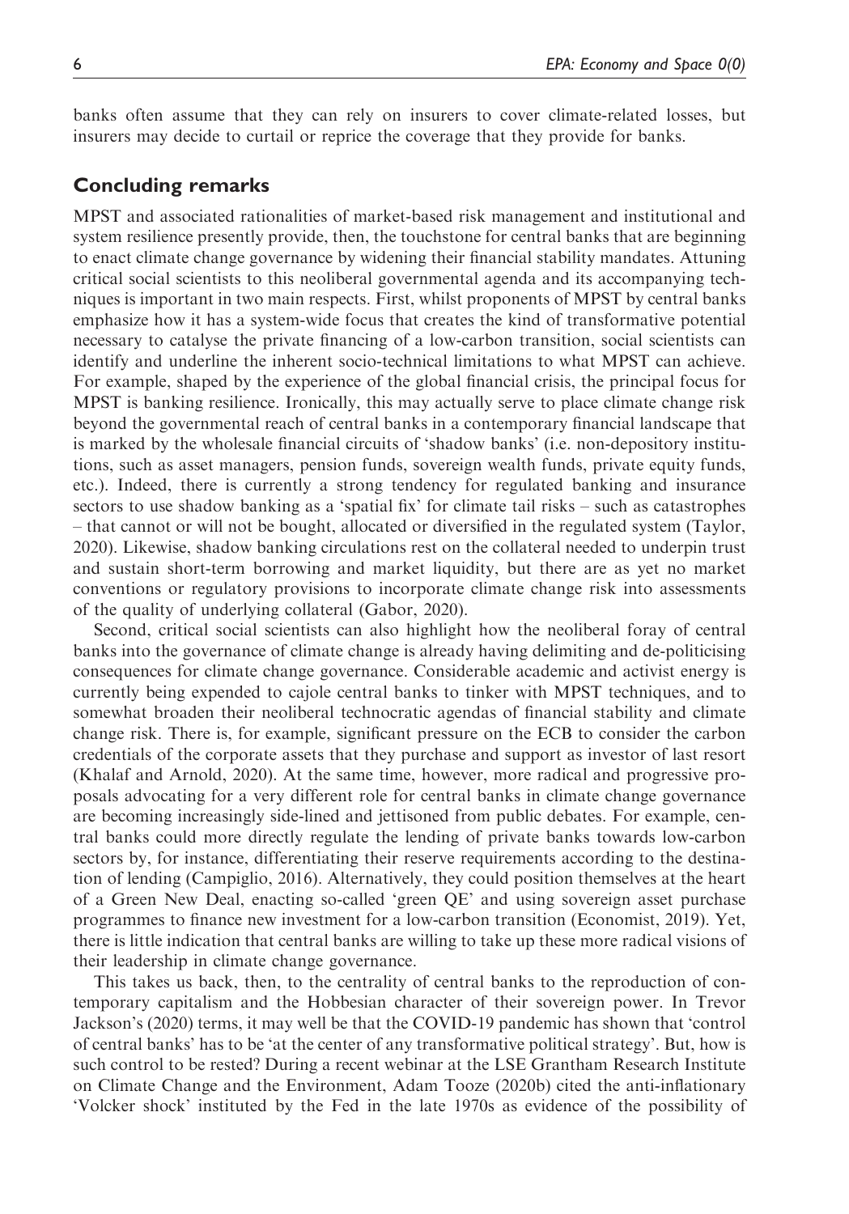banks often assume that they can rely on insurers to cover climate-related losses, but insurers may decide to curtail or reprice the coverage that they provide for banks.

## Concluding remarks

MPST and associated rationalities of market-based risk management and institutional and system resilience presently provide, then, the touchstone for central banks that are beginning to enact climate change governance by widening their financial stability mandates. Attuning critical social scientists to this neoliberal governmental agenda and its accompanying techniques is important in two main respects. First, whilst proponents of MPST by central banks emphasize how it has a system-wide focus that creates the kind of transformative potential necessary to catalyse the private financing of a low-carbon transition, social scientists can identify and underline the inherent socio-technical limitations to what MPST can achieve. For example, shaped by the experience of the global financial crisis, the principal focus for MPST is banking resilience. Ironically, this may actually serve to place climate change risk beyond the governmental reach of central banks in a contemporary financial landscape that is marked by the wholesale financial circuits of 'shadow banks' (i.e. non-depository institutions, such as asset managers, pension funds, sovereign wealth funds, private equity funds, etc.). Indeed, there is currently a strong tendency for regulated banking and insurance sectors to use shadow banking as a 'spatial fix' for climate tail risks – such as catastrophes – that cannot or will not be bought, allocated or diversified in the regulated system (Taylor, 2020). Likewise, shadow banking circulations rest on the collateral needed to underpin trust and sustain short-term borrowing and market liquidity, but there are as yet no market conventions or regulatory provisions to incorporate climate change risk into assessments of the quality of underlying collateral (Gabor, 2020).

Second, critical social scientists can also highlight how the neoliberal foray of central banks into the governance of climate change is already having delimiting and de-politicising consequences for climate change governance. Considerable academic and activist energy is currently being expended to cajole central banks to tinker with MPST techniques, and to somewhat broaden their neoliberal technocratic agendas of financial stability and climate change risk. There is, for example, significant pressure on the ECB to consider the carbon credentials of the corporate assets that they purchase and support as investor of last resort (Khalaf and Arnold, 2020). At the same time, however, more radical and progressive proposals advocating for a very different role for central banks in climate change governance are becoming increasingly side-lined and jettisoned from public debates. For example, central banks could more directly regulate the lending of private banks towards low-carbon sectors by, for instance, differentiating their reserve requirements according to the destination of lending (Campiglio, 2016). Alternatively, they could position themselves at the heart of a Green New Deal, enacting so-called 'green QE' and using sovereign asset purchase programmes to finance new investment for a low-carbon transition (Economist, 2019). Yet, there is little indication that central banks are willing to take up these more radical visions of their leadership in climate change governance.

This takes us back, then, to the centrality of central banks to the reproduction of contemporary capitalism and the Hobbesian character of their sovereign power. In Trevor Jackson's (2020) terms, it may well be that the COVID-19 pandemic has shown that 'control of central banks' has to be 'at the center of any transformative political strategy'. But, how is such control to be rested? During a recent webinar at the LSE Grantham Research Institute on Climate Change and the Environment, Adam Tooze (2020b) cited the anti-inflationary 'Volcker shock' instituted by the Fed in the late 1970s as evidence of the possibility of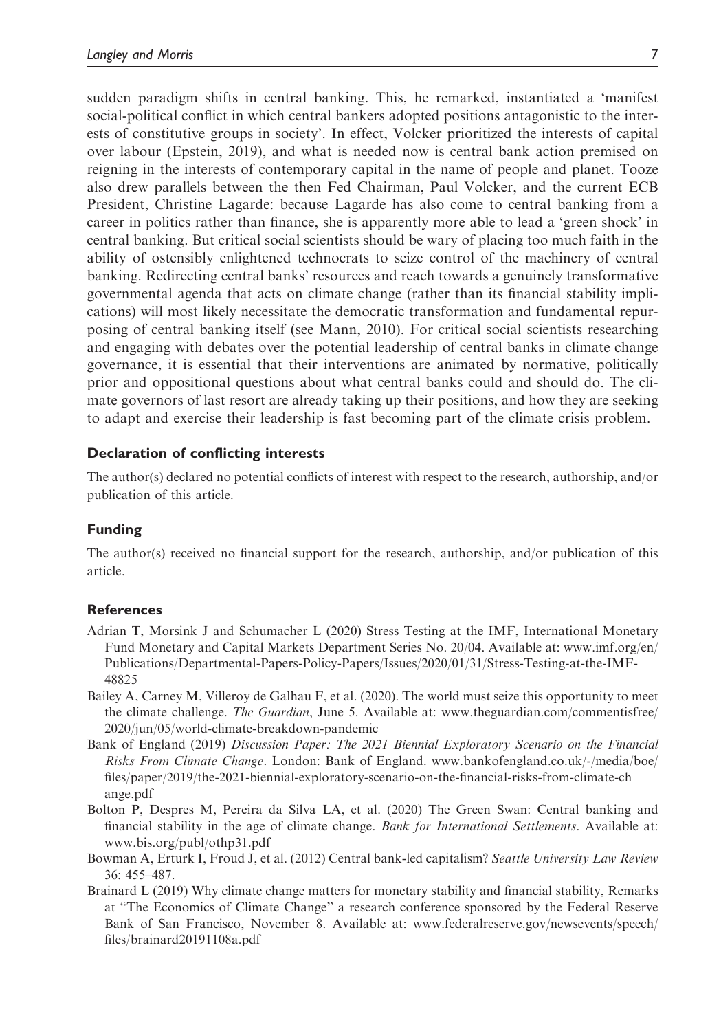sudden paradigm shifts in central banking. This, he remarked, instantiated a 'manifest social-political conflict in which central bankers adopted positions antagonistic to the interests of constitutive groups in society'. In effect, Volcker prioritized the interests of capital over labour (Epstein, 2019), and what is needed now is central bank action premised on reigning in the interests of contemporary capital in the name of people and planet. Tooze also drew parallels between the then Fed Chairman, Paul Volcker, and the current ECB President, Christine Lagarde: because Lagarde has also come to central banking from a career in politics rather than finance, she is apparently more able to lead a 'green shock' in central banking. But critical social scientists should be wary of placing too much faith in the ability of ostensibly enlightened technocrats to seize control of the machinery of central banking. Redirecting central banks' resources and reach towards a genuinely transformative governmental agenda that acts on climate change (rather than its financial stability implications) will most likely necessitate the democratic transformation and fundamental repurposing of central banking itself (see Mann, 2010). For critical social scientists researching and engaging with debates over the potential leadership of central banks in climate change governance, it is essential that their interventions are animated by normative, politically prior and oppositional questions about what central banks could and should do. The climate governors of last resort are already taking up their positions, and how they are seeking to adapt and exercise their leadership is fast becoming part of the climate crisis problem.

### Declaration of conflicting interests

The author(s) declared no potential conflicts of interest with respect to the research, authorship, and/or publication of this article.

### Funding

The author(s) received no financial support for the research, authorship, and/or publication of this article.

### References

Adrian T, Morsink J and Schumacher L (2020) Stress Testing at the IMF, International Monetary Fund Monetary and Capital Markets Department Series No. 20/04. Available at: www.imf.org/en/Publications/Departmental-Papers-Policy-Papers/Issues/2020/01/31/Stress-Testing-at-the-IMF-48825

Bailey A, Carney M, Villeroy de Galhau F, et al. (2020). The world must seize this opportunity to meet the climate challenge. *The Guardian*, June 5. Available at: www.theguardian.com/commentisfree/2020/jun/05/world-climate-breakdown-pandemic

Bank of England (2019) *Discussion Paper: The 2021 Biennial Exploratory Scenario on the Financial Risks From Climate Change*. London: Bank of England. www.bankofengland.co.uk/-/media/boe/files/paper/2019/the-2021-biennial-exploratory-scenario-on-the-financial-risks-from-climate-change.pdf

Bolton P, Despres M, Pereira da Silva LA, et al. (2020) The Green Swan: Central banking and financial stability in the age of climate change. *Bank for International Settlements*. Available at: www.bis.org/publ/othp31.pdf

Bowman A, Erturk I, Froud J, et al. (2012) Central bank-led capitalism? *Seattle University Law Review* 36: 455–487.

Brainard L (2019) Why climate change matters for monetary stability and financial stability, Remarks at "The Economics of Climate Change" a research conference sponsored by the Federal Reserve Bank of San Francisco, November 8. Available at: www.federalreserve.gov/newsevents/speech/files/brainard20191108a.pdf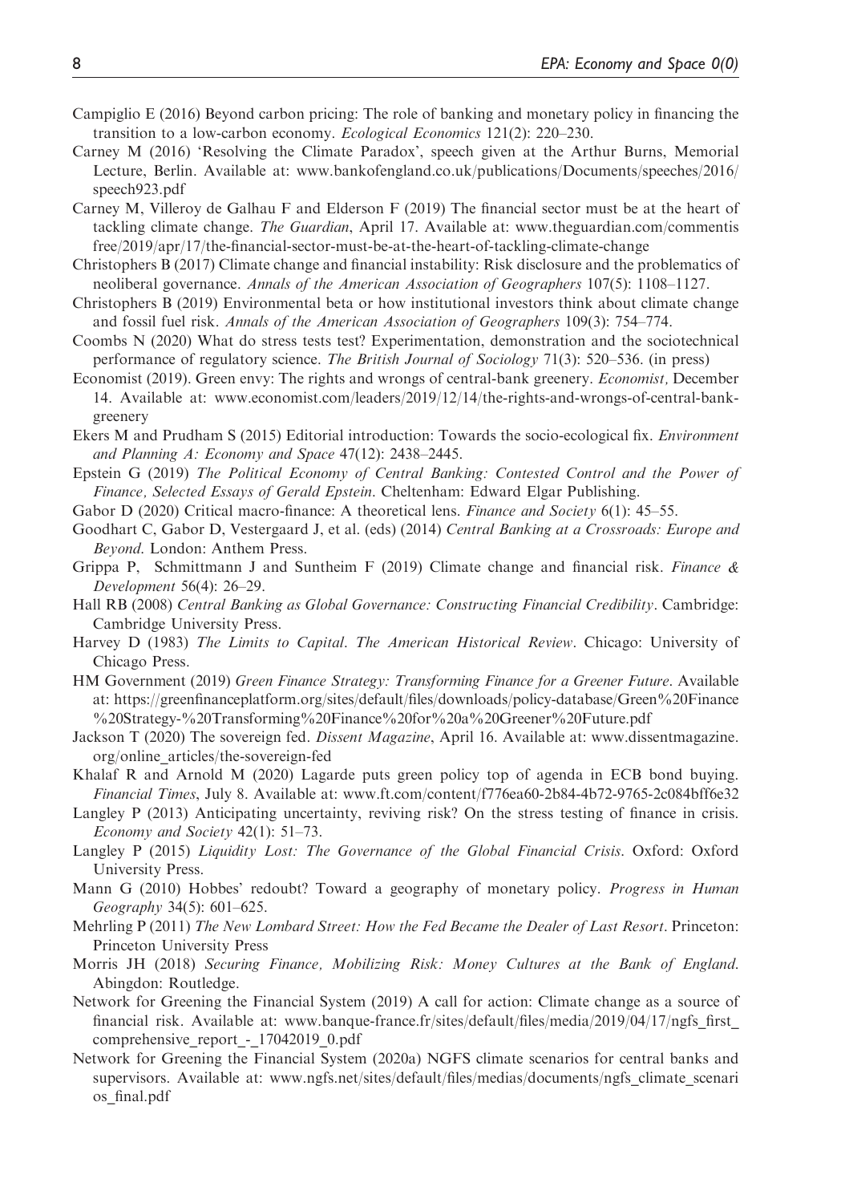Campiglio E (2016) Beyond carbon pricing: The role of banking and monetary policy in financing the transition to a low-carbon economy. *Ecological Economics* 121(2): 220–230.

Carney M (2016) 'Resolving the Climate Paradox', speech given at the Arthur Burns, Memorial Lecture, Berlin. Available at: www.bankofengland.co.uk/publications/Documents/speeches/2016/speech923.pdf

Carney M, Villeroy de Galhau F and Elderson F (2019) The financial sector must be at the heart of tackling climate change. *The Guardian*, April 17. Available at: www.theguardian.com/commentisfree/2019/apr/17/the-financial-sector-must-be-at-the-heart-of-tackling-climate-change

Christophers B (2017) Climate change and financial instability: Risk disclosure and the problematics of neoliberal governance. *Annals of the American Association of Geographers* 107(5): 1108–1127.

Christophers B (2019) Environmental beta or how institutional investors think about climate change and fossil fuel risk. *Annals of the American Association of Geographers* 109(3): 754–774.

Coombs N (2020) What do stress tests test? Experimentation, demonstration and the sociotechnical performance of regulatory science. *The British Journal of Sociology* 71(3): 520–536. (in press)

Economist (2019). Green envy: The rights and wrongs of central-bank greenery. *Economist*, December 14. Available at: www.economist.com/leaders/2019/12/14/the-rights-and-wrongs-of-central-bank-greenery

Ekers M and Prudham S (2015) Editorial introduction: Towards the socio-ecological fix. *Environment and Planning A: Economy and Space* 47(12): 2438–2445.

Epstein G (2019) *The Political Economy of Central Banking: Contested Control and the Power of Finance, Selected Essays of Gerald Epstein*. Cheltenham: Edward Elgar Publishing.

Gabor D (2020) Critical macro-finance: A theoretical lens. *Finance and Society* 6(1): 45–55.

Goodhart C, Gabor D, Vestergaard J, et al. (eds) (2014) *Central Banking at a Crossroads: Europe and Beyond*. London: Anthem Press.

Grippa P, Schmittmann J and Suntheim F (2019) Climate change and financial risk. *Finance & Development* 56(4): 26–29.

Hall RB (2008) *Central Banking as Global Governance: Constructing Financial Credibility*. Cambridge: Cambridge University Press.

Harvey D (1983) *The Limits to Capital. The American Historical Review*. Chicago: University of Chicago Press.

HM Government (2019) *Green Finance Strategy: Transforming Finance for a Greener Future*. Available at: https://greenfinanceplatform.org/sites/default/files/downloads/policy-database/Green%20Finance%20Strategy-%20Transforming%20Finance%20for%20a%20Greener%20Future.pdf

Jackson T (2020) The sovereign fed. *Dissent Magazine*, April 16. Available at: www.dissentmagazine.org/online_articles/the-sovereign-fed

Khalaf R and Arnold M (2020) Lagarde puts green policy top of agenda in ECB bond buying. *Financial Times*, July 8. Available at: www.ft.com/content/f776ea60-2b84-4b72-9765-2c084bff6e32

Langley P (2013) Anticipating uncertainty, reviving risk? On the stress testing of finance in crisis. *Economy and Society* 42(1): 51–73.

Langley P (2015) *Liquidity Lost: The Governance of the Global Financial Crisis*. Oxford: Oxford University Press.

Mann G (2010) Hobbes' redoubt? Toward a geography of monetary policy. *Progress in Human Geography* 34(5): 601–625.

Mehrling P (2011) *The New Lombard Street: How the Fed Became the Dealer of Last Resort*. Princeton: Princeton University Press

Morris JH (2018) *Securing Finance, Mobilizing Risk: Money Cultures at the Bank of England*. Abingdon: Routledge.

Network for Greening the Financial System (2019) A call for action: Climate change as a source of financial risk. Available at: www.banque-france.fr/sites/default/files/media/2019/04/17/ngfs_first_comprehensive_report_-_17042019_0.pdf

Network for Greening the Financial System (2020a) NGFS climate scenarios for central banks and supervisors. Available at: www.ngfs.net/sites/default/files/medias/documents/ngfs_climate_scenarios_final.pdf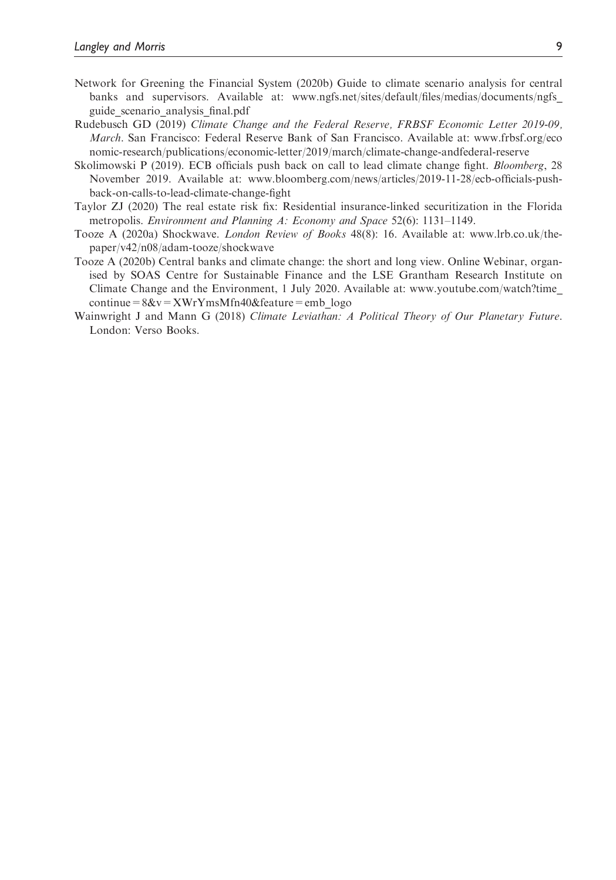Network for Greening the Financial System (2020b) Guide to climate scenario analysis for central banks and supervisors. Available at: www.ngfs.net/sites/default/files/medias/documents/ngfs_guide_scenario_analysis_final.pdf

Rudebusch GD (2019) *Climate Change and the Federal Reserve, FRBSF Economic Letter 2019-09, March*. San Francisco: Federal Reserve Bank of San Francisco. Available at: www.frbsf.org/economic-research/publications/economic-letter/2019/march/climate-change-andfederal-reserve

Skolimowski P (2019). ECB officials push back on call to lead climate change fight. *Bloomberg*, 28 November 2019. Available at: www.bloomberg.com/news/articles/2019-11-28/ecb-officials-push-back-on-calls-to-lead-climate-change-fight

Taylor ZJ (2020) The real estate risk fix: Residential insurance-linked securitization in the Florida metropolis. *Environment and Planning A: Economy and Space* 52(6): 1131–1149.

Tooze A (2020a) Shockwave. *London Review of Books* 48(8): 16. Available at: www.lrb.co.uk/the-paper/v42/n08/adam-tooze/shockwave

Tooze A (2020b) Central banks and climate change: the short and long view. Online Webinar, organised by SOAS Centre for Sustainable Finance and the LSE Grantham Research Institute on Climate Change and the Environment, 1 July 2020. Available at: www.youtube.com/watch?time_continue=8&v=XWrYmsMfn40&feature=emb_logo

Wainwright J and Mann G (2018) *Climate Leviathan: A Political Theory of Our Planetary Future*. London: Verso Books.